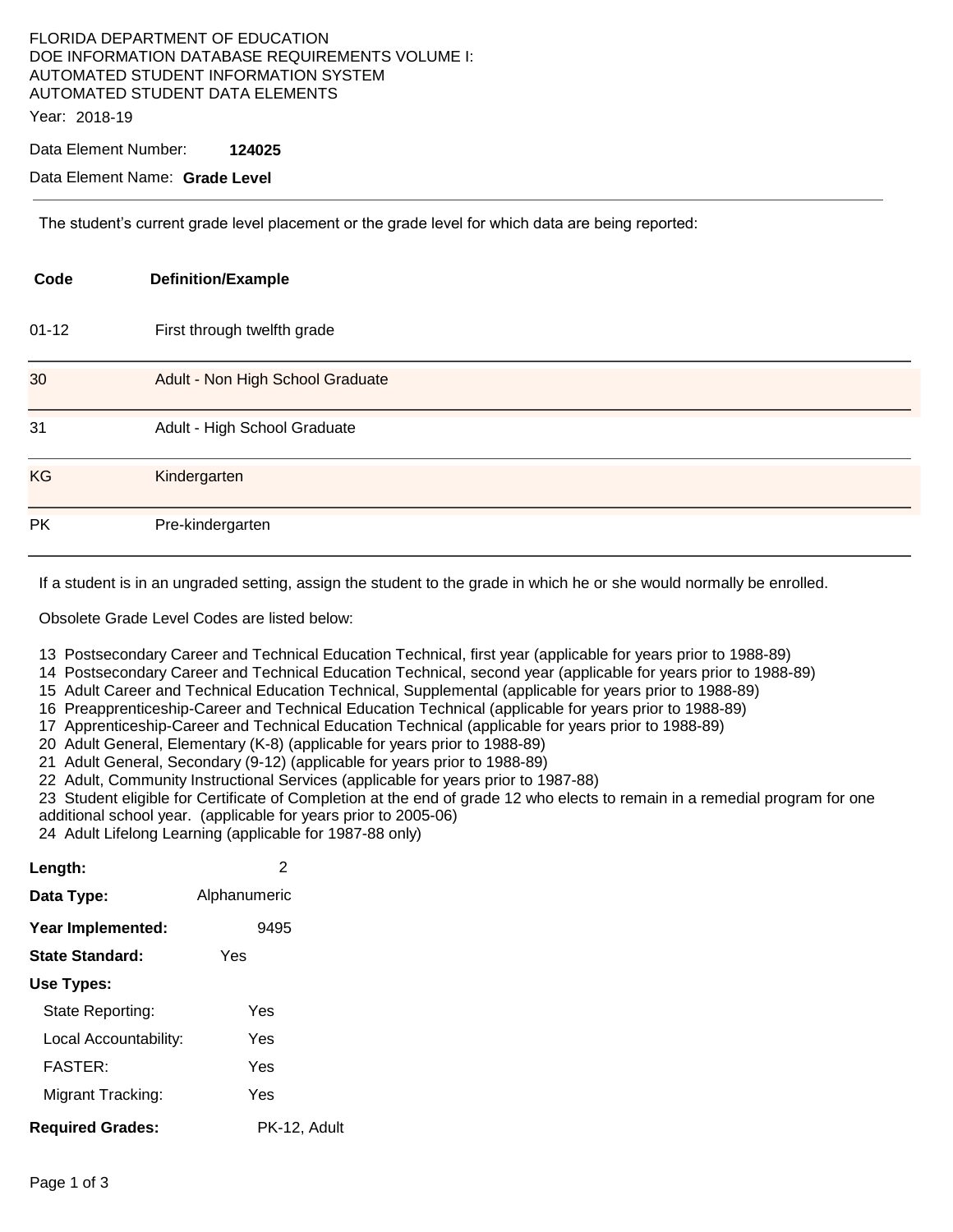FLORIDA DEPARTMENT OF EDUCATION
DOE INFORMATION DATABASE REQUIREMENTS VOLUME I:
AUTOMATED STUDENT INFORMATION SYSTEM
AUTOMATED STUDENT DATA ELEMENTS

Year: 2018-19

Data Element Number: **124025**

Data Element Name: **Grade Level**

---

The student's current grade level placement or the grade level for which data are being reported:

| Code | Definition/Example |
|---|---|
| 01-12 | First through twelfth grade |
| 30 | Adult - Non High School Graduate |
| 31 | Adult - High School Graduate |
| KG | Kindergarten |
| PK | Pre-kindergarten |

If a student is in an ungraded setting, assign the student to the grade in which he or she would normally be enrolled.

Obsolete Grade Level Codes are listed below:

13 Postsecondary Career and Technical Education Technical, first year (applicable for years prior to 1988-89)
14 Postsecondary Career and Technical Education Technical, second year (applicable for years prior to 1988-89)
15 Adult Career and Technical Education Technical, Supplemental (applicable for years prior to 1988-89)
16 Preapprenticeship-Career and Technical Education Technical (applicable for years prior to 1988-89)
17 Apprenticeship-Career and Technical Education Technical (applicable for years prior to 1988-89)
20 Adult General, Elementary (K-8) (applicable for years prior to 1988-89)
21 Adult General, Secondary (9-12) (applicable for years prior to 1988-89)
22 Adult, Community Instructional Services (applicable for years prior to 1987-88)
23 Student eligible for Certificate of Completion at the end of grade 12 who elects to remain in a remedial program for one additional school year. (applicable for years prior to 2005-06)
24 Adult Lifelong Learning (applicable for 1987-88 only)

**Length:** 2

**Data Type:** Alphanumeric

**Year Implemented:** 9495

**State Standard:** Yes

**Use Types:**

State Reporting: Yes

Local Accountability: Yes

FASTER: Yes

Migrant Tracking: Yes

**Required Grades:** PK-12, Adult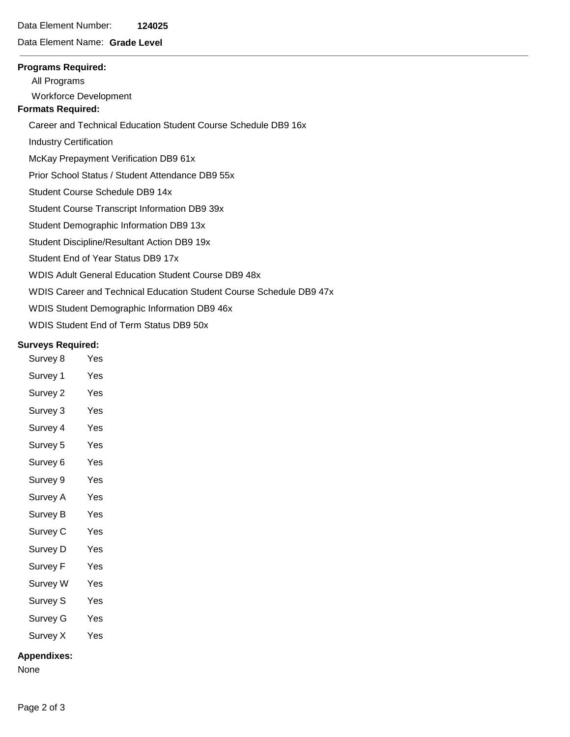Data Element Number: **124025**

Data Element Name: **Grade Level**

---

**Programs Required:**

All Programs

Workforce Development

**Formats Required:**

Career and Technical Education Student Course Schedule DB9 16x

Industry Certification

McKay Prepayment Verification DB9 61x

Prior School Status / Student Attendance DB9 55x

Student Course Schedule DB9 14x

Student Course Transcript Information DB9 39x

Student Demographic Information DB9 13x

Student Discipline/Resultant Action DB9 19x

Student End of Year Status DB9 17x

WDIS Adult General Education Student Course DB9 48x

WDIS Career and Technical Education Student Course Schedule DB9 47x

WDIS Student Demographic Information DB9 46x

WDIS Student End of Term Status DB9 50x

**Surveys Required:**

| | |
|---|---|
| Survey 8 | Yes |
| Survey 1 | Yes |
| Survey 2 | Yes |
| Survey 3 | Yes |
| Survey 4 | Yes |
| Survey 5 | Yes |
| Survey 6 | Yes |
| Survey 9 | Yes |
| Survey A | Yes |
| Survey B | Yes |
| Survey C | Yes |
| Survey D | Yes |
| Survey F | Yes |
| Survey W | Yes |
| Survey S | Yes |
| Survey G | Yes |
| Survey X | Yes |

**Appendixes:**

None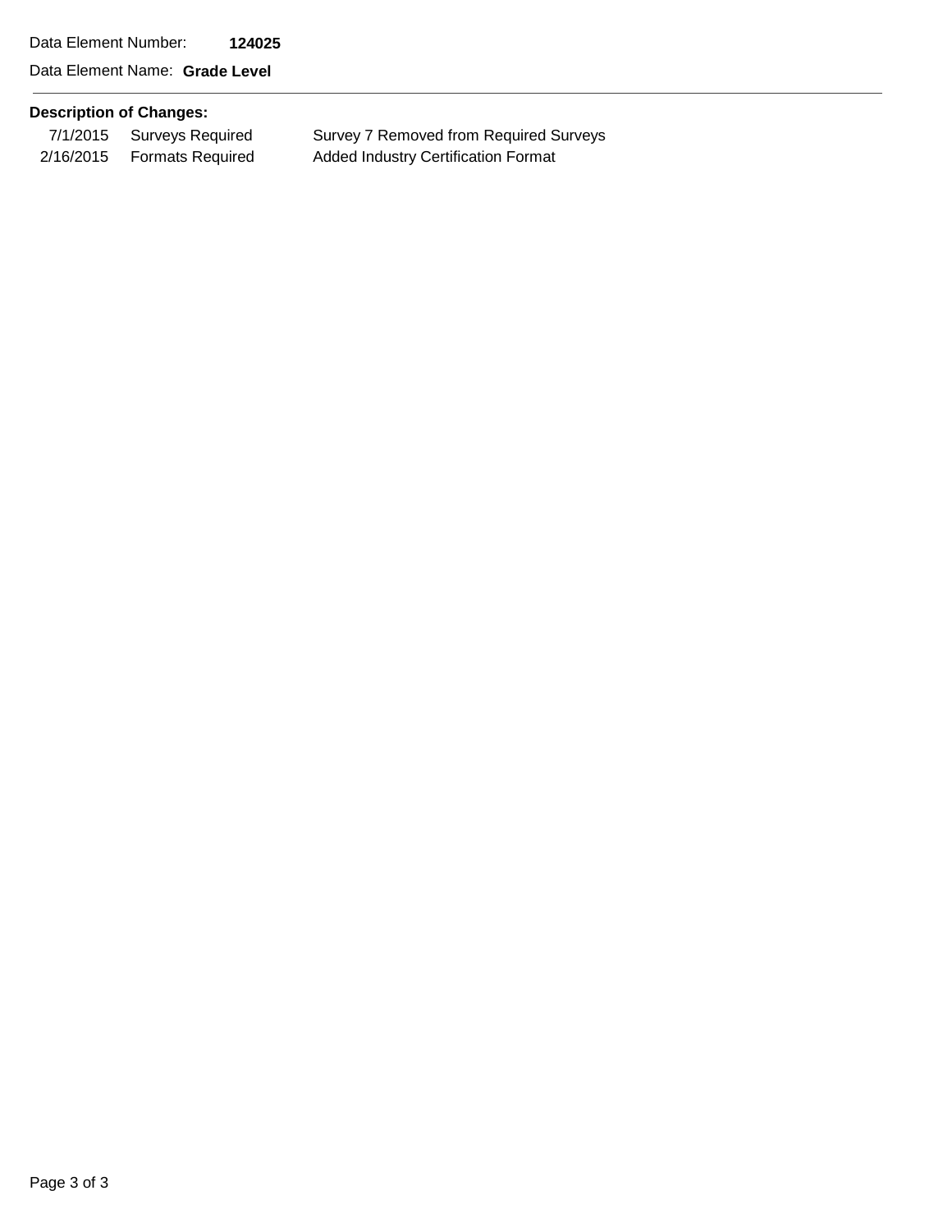Data Element Number: **124025**

Data Element Name: **Grade Level**

---

**Description of Changes:**

| | | |
|---|---|---|
| 7/1/2015 | Surveys Required | Survey 7 Removed from Required Surveys |
| 2/16/2015 | Formats Required | Added Industry Certification Format |